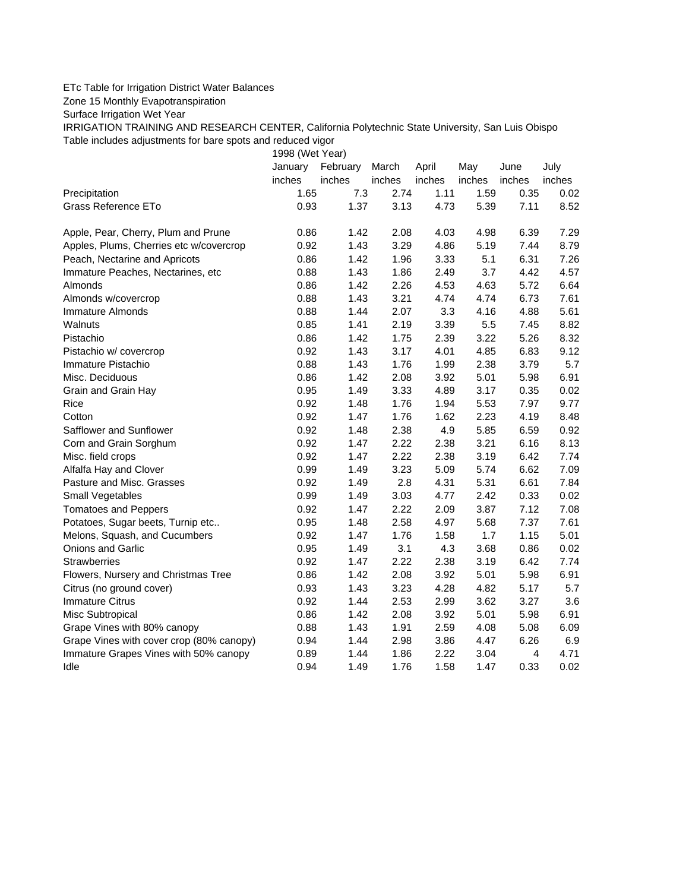ETc Table for Irrigation District Water Balances

Zone 15 Monthly Evapotranspiration

Surface Irrigation Wet Year

IRRIGATION TRAINING AND RESEARCH CENTER, California Polytechnic State University, San Luis Obispo

Table includes adjustments for bare spots and reduced vigor

| | 1998 (Wet Year) | | | | | | |
|---|---|---|---|---|---|---|---|
| | January | February | March | April | May | June | July |
| | inches | inches | inches | inches | inches | inches | inches |
| Precipitation | 1.65 | 7.3 | 2.74 | 1.11 | 1.59 | 0.35 | 0.02 |
| Grass Reference ETo | 0.93 | 1.37 | 3.13 | 4.73 | 5.39 | 7.11 | 8.52 |
| | | | | | | | |
| Apple, Pear, Cherry, Plum and Prune | 0.86 | 1.42 | 2.08 | 4.03 | 4.98 | 6.39 | 7.29 |
| Apples, Plums, Cherries etc w/covercrop | 0.92 | 1.43 | 3.29 | 4.86 | 5.19 | 7.44 | 8.79 |
| Peach, Nectarine and Apricots | 0.86 | 1.42 | 1.96 | 3.33 | 5.1 | 6.31 | 7.26 |
| Immature Peaches, Nectarines, etc | 0.88 | 1.43 | 1.86 | 2.49 | 3.7 | 4.42 | 4.57 |
| Almonds | 0.86 | 1.42 | 2.26 | 4.53 | 4.63 | 5.72 | 6.64 |
| Almonds w/covercrop | 0.88 | 1.43 | 3.21 | 4.74 | 4.74 | 6.73 | 7.61 |
| Immature Almonds | 0.88 | 1.44 | 2.07 | 3.3 | 4.16 | 4.88 | 5.61 |
| Walnuts | 0.85 | 1.41 | 2.19 | 3.39 | 5.5 | 7.45 | 8.82 |
| Pistachio | 0.86 | 1.42 | 1.75 | 2.39 | 3.22 | 5.26 | 8.32 |
| Pistachio w/ covercrop | 0.92 | 1.43 | 3.17 | 4.01 | 4.85 | 6.83 | 9.12 |
| Immature Pistachio | 0.88 | 1.43 | 1.76 | 1.99 | 2.38 | 3.79 | 5.7 |
| Misc. Deciduous | 0.86 | 1.42 | 2.08 | 3.92 | 5.01 | 5.98 | 6.91 |
| Grain and Grain Hay | 0.95 | 1.49 | 3.33 | 4.89 | 3.17 | 0.35 | 0.02 |
| Rice | 0.92 | 1.48 | 1.76 | 1.94 | 5.53 | 7.97 | 9.77 |
| Cotton | 0.92 | 1.47 | 1.76 | 1.62 | 2.23 | 4.19 | 8.48 |
| Safflower and Sunflower | 0.92 | 1.48 | 2.38 | 4.9 | 5.85 | 6.59 | 0.92 |
| Corn and Grain Sorghum | 0.92 | 1.47 | 2.22 | 2.38 | 3.21 | 6.16 | 8.13 |
| Misc. field crops | 0.92 | 1.47 | 2.22 | 2.38 | 3.19 | 6.42 | 7.74 |
| Alfalfa Hay and Clover | 0.99 | 1.49 | 3.23 | 5.09 | 5.74 | 6.62 | 7.09 |
| Pasture and Misc. Grasses | 0.92 | 1.49 | 2.8 | 4.31 | 5.31 | 6.61 | 7.84 |
| Small Vegetables | 0.99 | 1.49 | 3.03 | 4.77 | 2.42 | 0.33 | 0.02 |
| Tomatoes and Peppers | 0.92 | 1.47 | 2.22 | 2.09 | 3.87 | 7.12 | 7.08 |
| Potatoes, Sugar beets, Turnip etc.. | 0.95 | 1.48 | 2.58 | 4.97 | 5.68 | 7.37 | 7.61 |
| Melons, Squash, and Cucumbers | 0.92 | 1.47 | 1.76 | 1.58 | 1.7 | 1.15 | 5.01 |
| Onions and Garlic | 0.95 | 1.49 | 3.1 | 4.3 | 3.68 | 0.86 | 0.02 |
| Strawberries | 0.92 | 1.47 | 2.22 | 2.38 | 3.19 | 6.42 | 7.74 |
| Flowers, Nursery and Christmas Tree | 0.86 | 1.42 | 2.08 | 3.92 | 5.01 | 5.98 | 6.91 |
| Citrus (no ground cover) | 0.93 | 1.43 | 3.23 | 4.28 | 4.82 | 5.17 | 5.7 |
| Immature Citrus | 0.92 | 1.44 | 2.53 | 2.99 | 3.62 | 3.27 | 3.6 |
| Misc Subtropical | 0.86 | 1.42 | 2.08 | 3.92 | 5.01 | 5.98 | 6.91 |
| Grape Vines with 80% canopy | 0.88 | 1.43 | 1.91 | 2.59 | 4.08 | 5.08 | 6.09 |
| Grape Vines with cover crop (80% canopy) | 0.94 | 1.44 | 2.98 | 3.86 | 4.47 | 6.26 | 6.9 |
| Immature Grapes Vines with 50% canopy | 0.89 | 1.44 | 1.86 | 2.22 | 3.04 | 4 | 4.71 |
| Idle | 0.94 | 1.49 | 1.76 | 1.58 | 1.47 | 0.33 | 0.02 |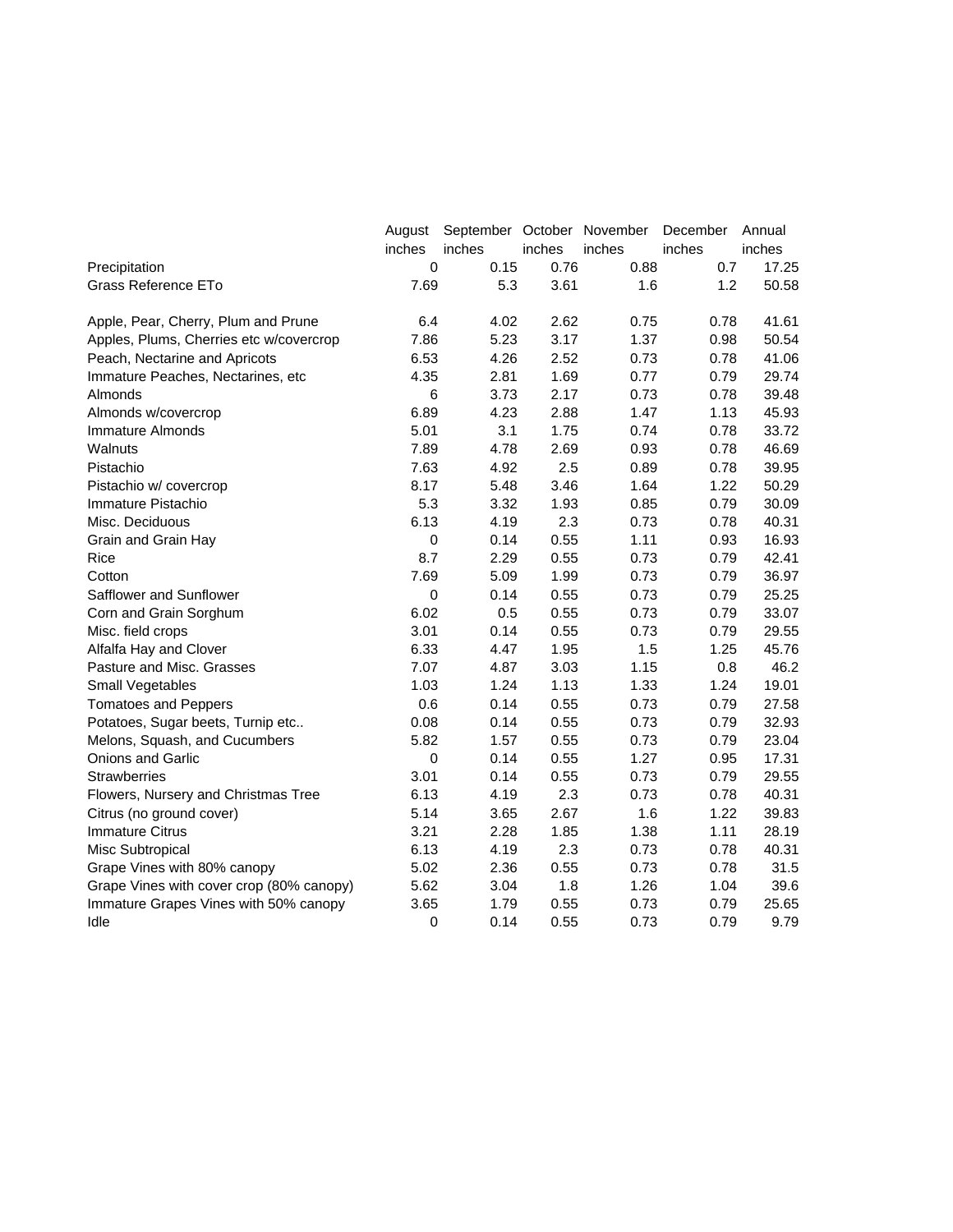| | August inches | September inches | October inches | November inches | December inches | Annual inches |
|---|---|---|---|---|---|---|
| Precipitation | 0 | 0.15 | 0.76 | 0.88 | 0.7 | 17.25 |
| Grass Reference ETo | 7.69 | 5.3 | 3.61 | 1.6 | 1.2 | 50.58 |
| | | | | | | |
| Apple, Pear, Cherry, Plum and Prune | 6.4 | 4.02 | 2.62 | 0.75 | 0.78 | 41.61 |
| Apples, Plums, Cherries etc w/covercrop | 7.86 | 5.23 | 3.17 | 1.37 | 0.98 | 50.54 |
| Peach, Nectarine and Apricots | 6.53 | 4.26 | 2.52 | 0.73 | 0.78 | 41.06 |
| Immature Peaches, Nectarines, etc | 4.35 | 2.81 | 1.69 | 0.77 | 0.79 | 29.74 |
| Almonds | 6 | 3.73 | 2.17 | 0.73 | 0.78 | 39.48 |
| Almonds w/covercrop | 6.89 | 4.23 | 2.88 | 1.47 | 1.13 | 45.93 |
| Immature Almonds | 5.01 | 3.1 | 1.75 | 0.74 | 0.78 | 33.72 |
| Walnuts | 7.89 | 4.78 | 2.69 | 0.93 | 0.78 | 46.69 |
| Pistachio | 7.63 | 4.92 | 2.5 | 0.89 | 0.78 | 39.95 |
| Pistachio w/ covercrop | 8.17 | 5.48 | 3.46 | 1.64 | 1.22 | 50.29 |
| Immature Pistachio | 5.3 | 3.32 | 1.93 | 0.85 | 0.79 | 30.09 |
| Misc. Deciduous | 6.13 | 4.19 | 2.3 | 0.73 | 0.78 | 40.31 |
| Grain and Grain Hay | 0 | 0.14 | 0.55 | 1.11 | 0.93 | 16.93 |
| Rice | 8.7 | 2.29 | 0.55 | 0.73 | 0.79 | 42.41 |
| Cotton | 7.69 | 5.09 | 1.99 | 0.73 | 0.79 | 36.97 |
| Safflower and Sunflower | 0 | 0.14 | 0.55 | 0.73 | 0.79 | 25.25 |
| Corn and Grain Sorghum | 6.02 | 0.5 | 0.55 | 0.73 | 0.79 | 33.07 |
| Misc. field crops | 3.01 | 0.14 | 0.55 | 0.73 | 0.79 | 29.55 |
| Alfalfa Hay and Clover | 6.33 | 4.47 | 1.95 | 1.5 | 1.25 | 45.76 |
| Pasture and Misc. Grasses | 7.07 | 4.87 | 3.03 | 1.15 | 0.8 | 46.2 |
| Small Vegetables | 1.03 | 1.24 | 1.13 | 1.33 | 1.24 | 19.01 |
| Tomatoes and Peppers | 0.6 | 0.14 | 0.55 | 0.73 | 0.79 | 27.58 |
| Potatoes, Sugar beets, Turnip etc.. | 0.08 | 0.14 | 0.55 | 0.73 | 0.79 | 32.93 |
| Melons, Squash, and Cucumbers | 5.82 | 1.57 | 0.55 | 0.73 | 0.79 | 23.04 |
| Onions and Garlic | 0 | 0.14 | 0.55 | 1.27 | 0.95 | 17.31 |
| Strawberries | 3.01 | 0.14 | 0.55 | 0.73 | 0.79 | 29.55 |
| Flowers, Nursery and Christmas Tree | 6.13 | 4.19 | 2.3 | 0.73 | 0.78 | 40.31 |
| Citrus (no ground cover) | 5.14 | 3.65 | 2.67 | 1.6 | 1.22 | 39.83 |
| Immature Citrus | 3.21 | 2.28 | 1.85 | 1.38 | 1.11 | 28.19 |
| Misc Subtropical | 6.13 | 4.19 | 2.3 | 0.73 | 0.78 | 40.31 |
| Grape Vines with 80% canopy | 5.02 | 2.36 | 0.55 | 0.73 | 0.78 | 31.5 |
| Grape Vines with cover crop (80% canopy) | 5.62 | 3.04 | 1.8 | 1.26 | 1.04 | 39.6 |
| Immature Grapes Vines with 50% canopy | 3.65 | 1.79 | 0.55 | 0.73 | 0.79 | 25.65 |
| Idle | 0 | 0.14 | 0.55 | 0.73 | 0.79 | 9.79 |